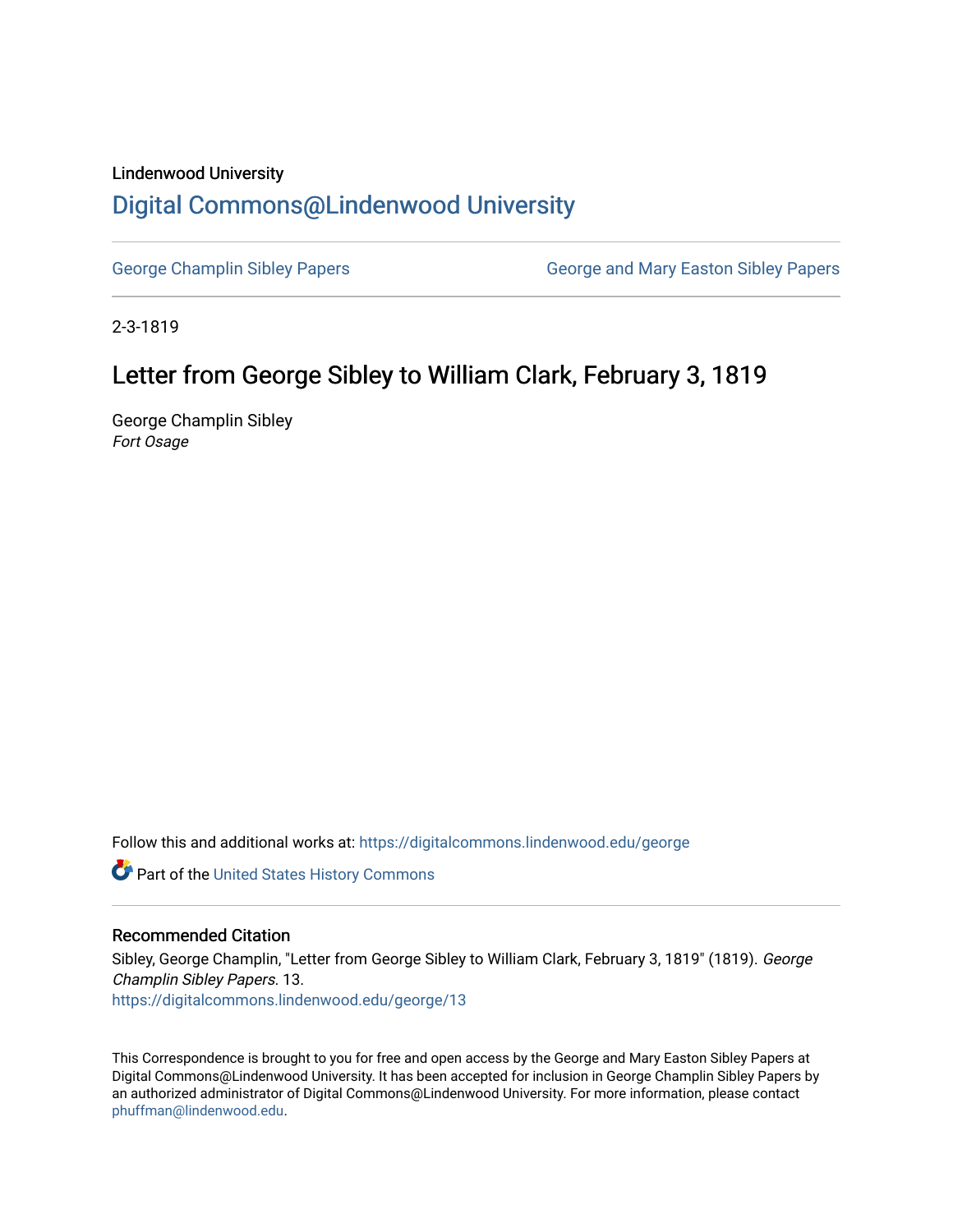Lindenwood University

# Digital Commons@Lindenwood University

George Champlin Sibley Papers

George and Mary Easton Sibley Papers

2-3-1819

## Letter from George Sibley to William Clark, February 3, 1819

George Champlin Sibley

*Fort Osage*

Follow this and additional works at: https://digitalcommons.lindenwood.edu/george

Part of the United States History Commons

### Recommended Citation

Sibley, George Champlin, "Letter from George Sibley to William Clark, February 3, 1819" (1819). *George Champlin Sibley Papers*. 13.
https://digitalcommons.lindenwood.edu/george/13

This Correspondence is brought to you for free and open access by the George and Mary Easton Sibley Papers at Digital Commons@Lindenwood University. It has been accepted for inclusion in George Champlin Sibley Papers by an authorized administrator of Digital Commons@Lindenwood University. For more information, please contact phuffman@lindenwood.edu.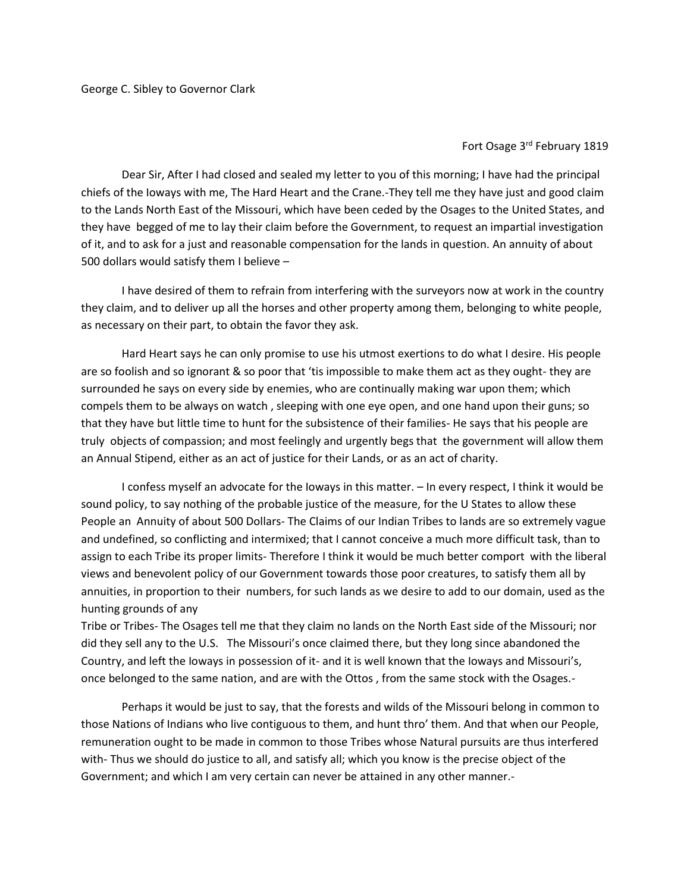George C. Sibley to Governor Clark

Fort Osage 3rd February 1819

Dear Sir, After I had closed and sealed my letter to you of this morning; I have had the principal chiefs of the Ioways with me, The Hard Heart and the Crane.-They tell me they have just and good claim to the Lands North East of the Missouri, which have been ceded by the Osages to the United States, and they have begged of me to lay their claim before the Government, to request an impartial investigation of it, and to ask for a just and reasonable compensation for the lands in question. An annuity of about 500 dollars would satisfy them I believe –

I have desired of them to refrain from interfering with the surveyors now at work in the country they claim, and to deliver up all the horses and other property among them, belonging to white people, as necessary on their part, to obtain the favor they ask.

Hard Heart says he can only promise to use his utmost exertions to do what I desire. His people are so foolish and so ignorant & so poor that 'tis impossible to make them act as they ought- they are surrounded he says on every side by enemies, who are continually making war upon them; which compels them to be always on watch , sleeping with one eye open, and one hand upon their guns; so that they have but little time to hunt for the subsistence of their families- He says that his people are truly objects of compassion; and most feelingly and urgently begs that the government will allow them an Annual Stipend, either as an act of justice for their Lands, or as an act of charity.

I confess myself an advocate for the Ioways in this matter. – In every respect, I think it would be sound policy, to say nothing of the probable justice of the measure, for the U States to allow these People an Annuity of about 500 Dollars- The Claims of our Indian Tribes to lands are so extremely vague and undefined, so conflicting and intermixed; that I cannot conceive a much more difficult task, than to assign to each Tribe its proper limits- Therefore I think it would be much better comport with the liberal views and benevolent policy of our Government towards those poor creatures, to satisfy them all by annuities, in proportion to their numbers, for such lands as we desire to add to our domain, used as the hunting grounds of any
Tribe or Tribes- The Osages tell me that they claim no lands on the North East side of the Missouri; nor did they sell any to the U.S. The Missouri's once claimed there, but they long since abandoned the Country, and left the Ioways in possession of it- and it is well known that the Ioways and Missouri's, once belonged to the same nation, and are with the Ottos , from the same stock with the Osages.-

Perhaps it would be just to say, that the forests and wilds of the Missouri belong in common to those Nations of Indians who live contiguous to them, and hunt thro' them. And that when our People, remuneration ought to be made in common to those Tribes whose Natural pursuits are thus interfered with- Thus we should do justice to all, and satisfy all; which you know is the precise object of the Government; and which I am very certain can never be attained in any other manner.-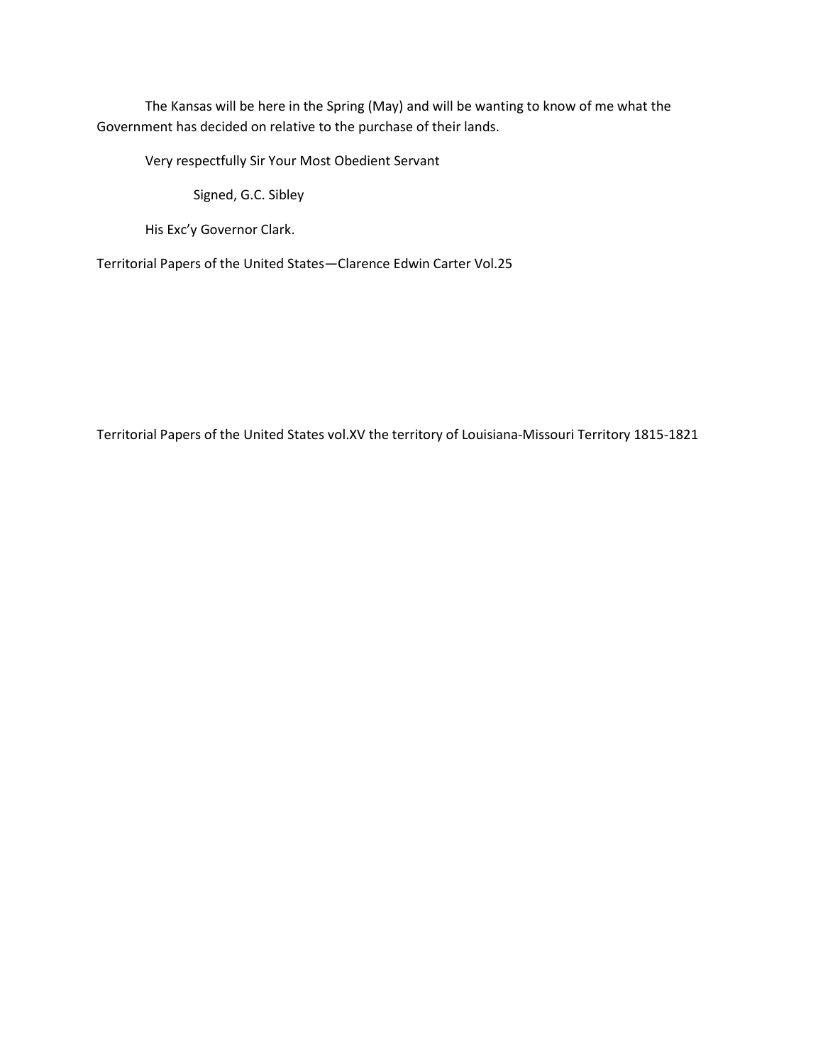The Kansas will be here in the Spring (May) and will be wanting to know of me what the Government has decided on relative to the purchase of their lands.

Very respectfully Sir Your Most Obedient Servant

Signed, G.C. Sibley

His Exc'y Governor Clark.

Territorial Papers of the United States—Clarence Edwin Carter Vol.25

Territorial Papers of the United States vol.XV the territory of Louisiana-Missouri Territory 1815-1821